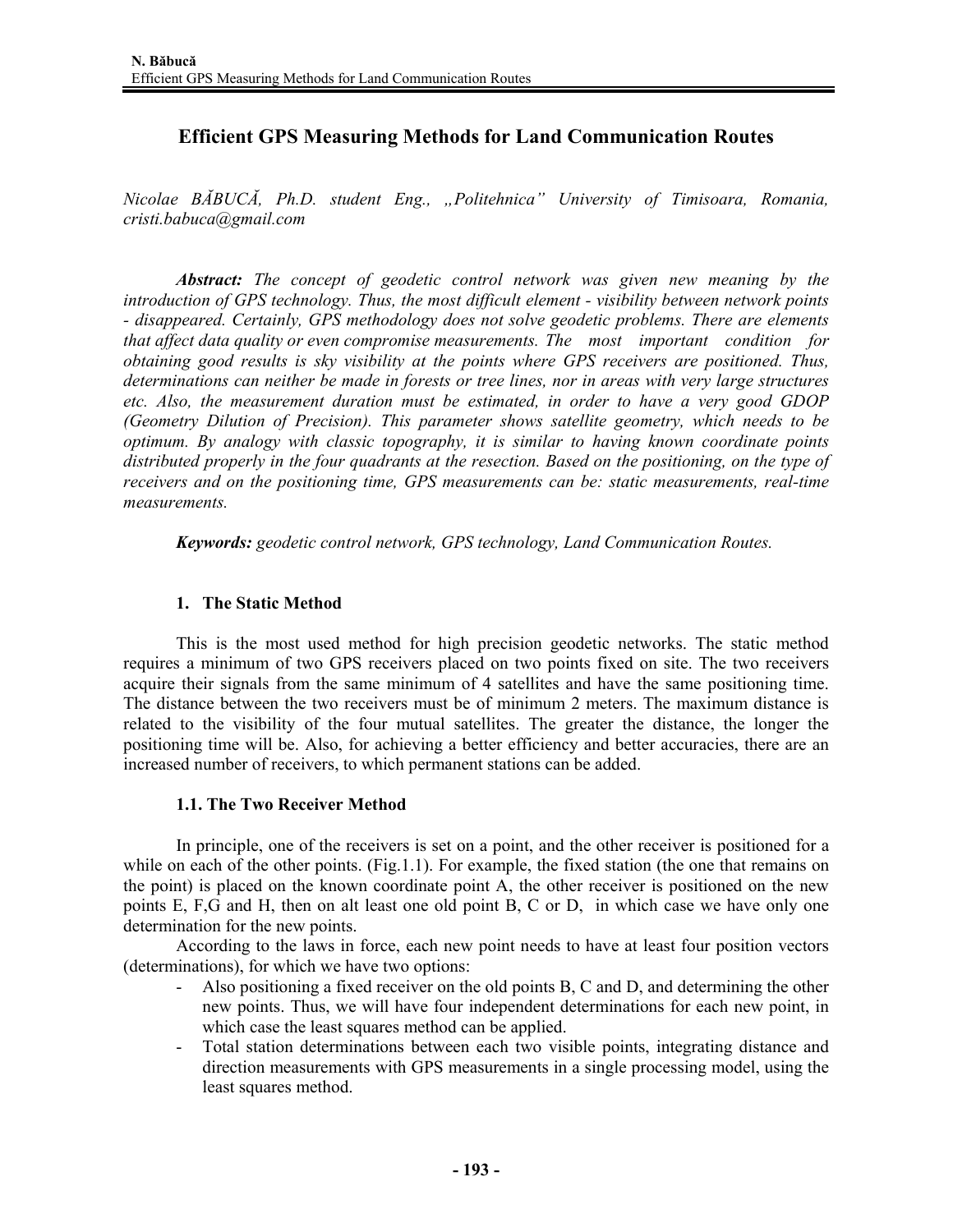# Efficient GPS Measuring Methods for Land Communication Routes

*Nicolae BĂBUCĂ, Ph.D. student Eng., „Politehnica" University of Timisoara, Romania, cristi.babuca@gmail.com*

***Abstract:*** *The concept of geodetic control network was given new meaning by the introduction of GPS technology. Thus, the most difficult element - visibility between network points - disappeared. Certainly, GPS methodology does not solve geodetic problems. There are elements that affect data quality or even compromise measurements. The most important condition for obtaining good results is sky visibility at the points where GPS receivers are positioned. Thus, determinations can neither be made in forests or tree lines, nor in areas with very large structures etc. Also, the measurement duration must be estimated, in order to have a very good GDOP (Geometry Dilution of Precision). This parameter shows satellite geometry, which needs to be optimum. By analogy with classic topography, it is similar to having known coordinate points distributed properly in the four quadrants at the resection. Based on the positioning, on the type of receivers and on the positioning time, GPS measurements can be: static measurements, real-time measurements.*

***Keywords:*** *geodetic control network, GPS technology, Land Communication Routes.*

## 1. The Static Method

This is the most used method for high precision geodetic networks. The static method requires a minimum of two GPS receivers placed on two points fixed on site. The two receivers acquire their signals from the same minimum of 4 satellites and have the same positioning time. The distance between the two receivers must be of minimum 2 meters. The maximum distance is related to the visibility of the four mutual satellites. The greater the distance, the longer the positioning time will be. Also, for achieving a better efficiency and better accuracies, there are an increased number of receivers, to which permanent stations can be added.

### 1.1. The Two Receiver Method

In principle, one of the receivers is set on a point, and the other receiver is positioned for a while on each of the other points. (Fig.1.1). For example, the fixed station (the one that remains on the point) is placed on the known coordinate point A, the other receiver is positioned on the new points E, F,G and H, then on alt least one old point B, C or D, in which case we have only one determination for the new points.

According to the laws in force, each new point needs to have at least four position vectors (determinations), for which we have two options:

- Also positioning a fixed receiver on the old points B, C and D, and determining the other new points. Thus, we will have four independent determinations for each new point, in which case the least squares method can be applied.
- Total station determinations between each two visible points, integrating distance and direction measurements with GPS measurements in a single processing model, using the least squares method.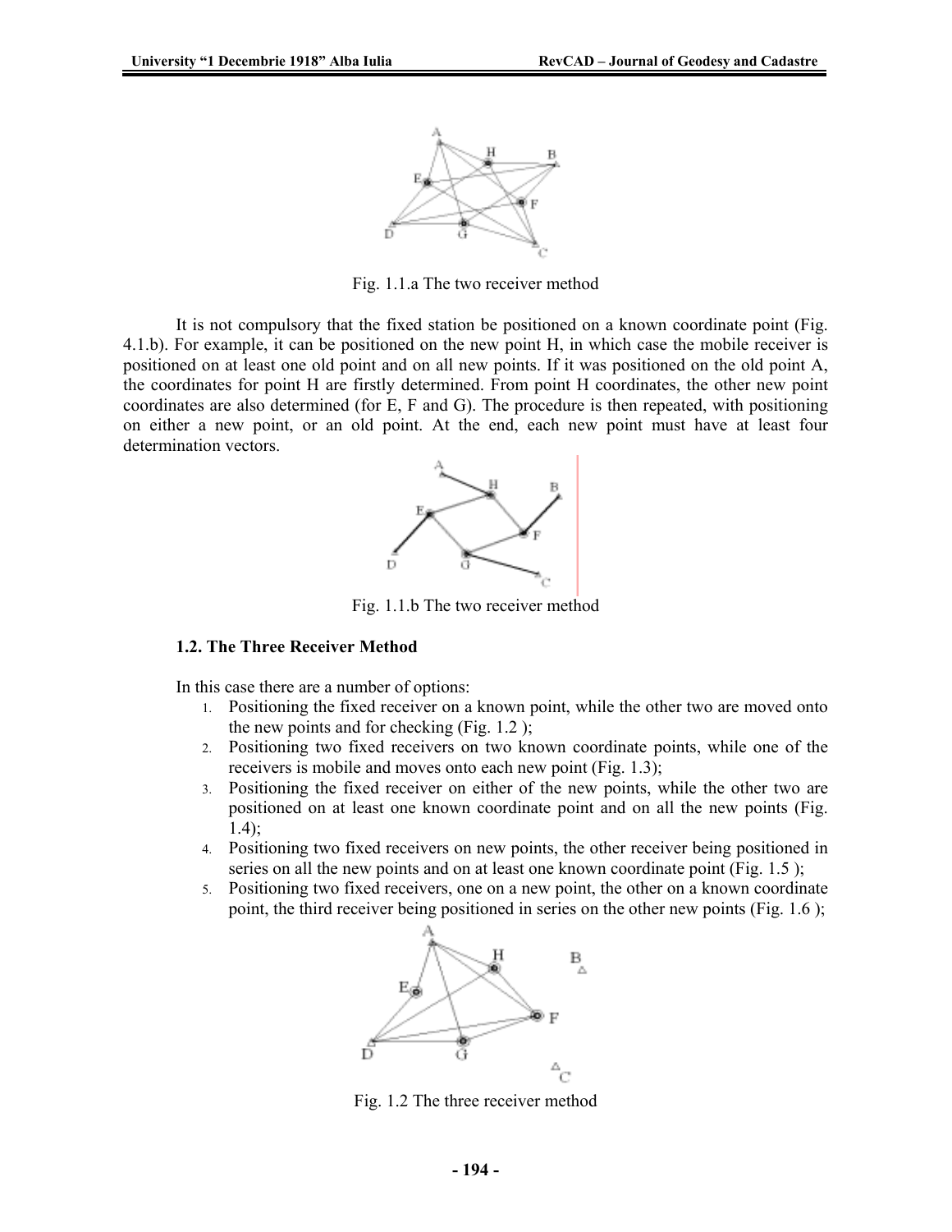Fig. 1.1.a The two receiver method

It is not compulsory that the fixed station be positioned on a known coordinate point (Fig. 4.1.b). For example, it can be positioned on the new point H, in which case the mobile receiver is positioned on at least one old point and on all new points. If it was positioned on the old point A, the coordinates for point H are firstly determined. From point H coordinates, the other new point coordinates are also determined (for E, F and G). The procedure is then repeated, with positioning on either a new point, or an old point. At the end, each new point must have at least four determination vectors.

Fig. 1.1.b The two receiver method

### 1.2. The Three Receiver Method

In this case there are a number of options:

1. Positioning the fixed receiver on a known point, while the other two are moved onto the new points and for checking (Fig. 1.2 );
2. Positioning two fixed receivers on two known coordinate points, while one of the receivers is mobile and moves onto each new point (Fig. 1.3);
3. Positioning the fixed receiver on either of the new points, while the other two are positioned on at least one known coordinate point and on all the new points (Fig. 1.4);
4. Positioning two fixed receivers on new points, the other receiver being positioned in series on all the new points and on at least one known coordinate point (Fig. 1.5 );
5. Positioning two fixed receivers, one on a new point, the other on a known coordinate point, the third receiver being positioned in series on the other new points (Fig. 1.6 );

Fig. 1.2 The three receiver method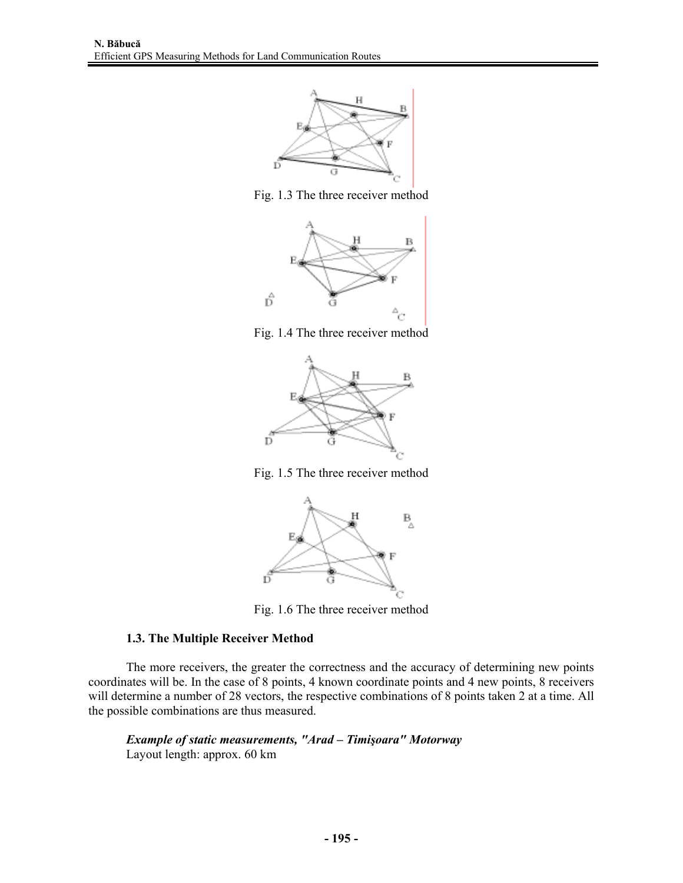Fig. 1.3 The three receiver method

Fig. 1.4 The three receiver method

Fig. 1.5 The three receiver method

Fig. 1.6 The three receiver method

### 1.3. The Multiple Receiver Method

The more receivers, the greater the correctness and the accuracy of determining new points coordinates will be. In the case of 8 points, 4 known coordinate points and 4 new points, 8 receivers will determine a number of 28 vectors, the respective combinations of 8 points taken 2 at a time. All the possible combinations are thus measured.

***Example of static measurements, "Arad – Timişoara" Motorway***

Layout length: approx. 60 km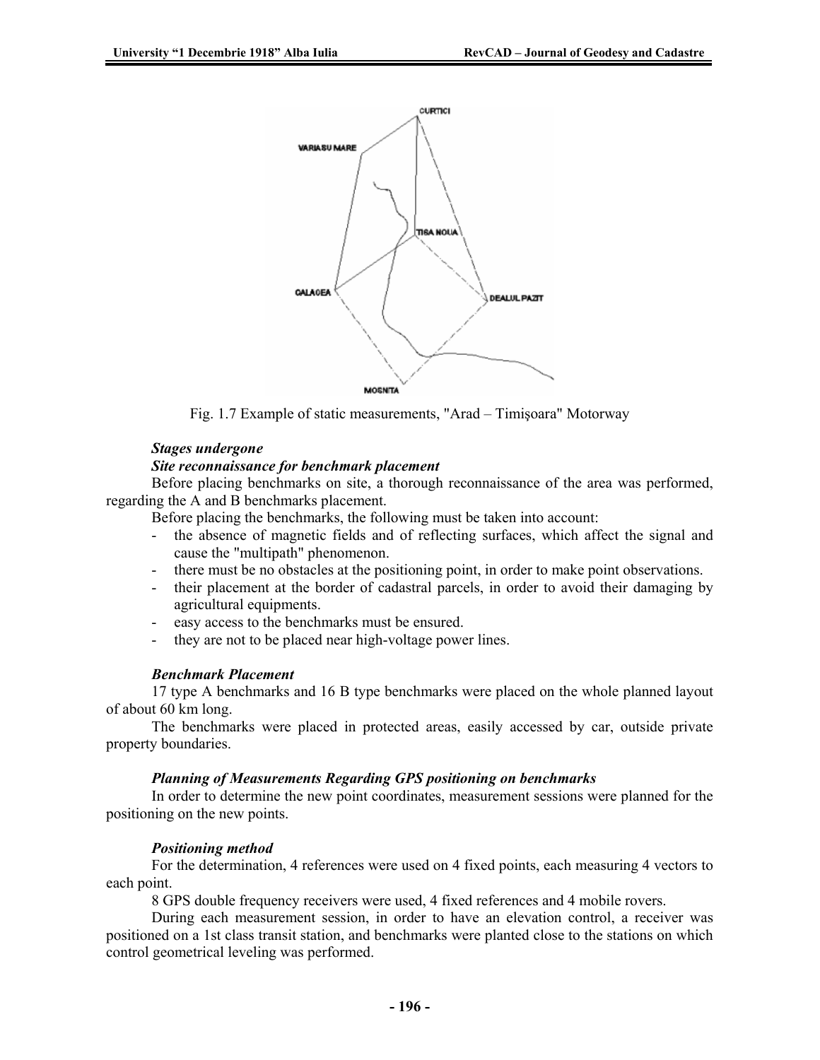Fig. 1.7 Example of static measurements, "Arad – Timişoara" Motorway

***Stages undergone***

***Site reconnaissance for benchmark placement***

Before placing benchmarks on site, a thorough reconnaissance of the area was performed, regarding the A and B benchmarks placement.

Before placing the benchmarks, the following must be taken into account:

- the absence of magnetic fields and of reflecting surfaces, which affect the signal and cause the "multipath" phenomenon.
- there must be no obstacles at the positioning point, in order to make point observations.
- their placement at the border of cadastral parcels, in order to avoid their damaging by agricultural equipments.
- easy access to the benchmarks must be ensured.
- they are not to be placed near high-voltage power lines.

***Benchmark Placement***

17 type A benchmarks and 16 B type benchmarks were placed on the whole planned layout of about 60 km long.

The benchmarks were placed in protected areas, easily accessed by car, outside private property boundaries.

***Planning of Measurements Regarding GPS positioning on benchmarks***

In order to determine the new point coordinates, measurement sessions were planned for the positioning on the new points.

***Positioning method***

For the determination, 4 references were used on 4 fixed points, each measuring 4 vectors to each point.

8 GPS double frequency receivers were used, 4 fixed references and 4 mobile rovers.

During each measurement session, in order to have an elevation control, a receiver was positioned on a 1st class transit station, and benchmarks were planted close to the stations on which control geometrical leveling was performed.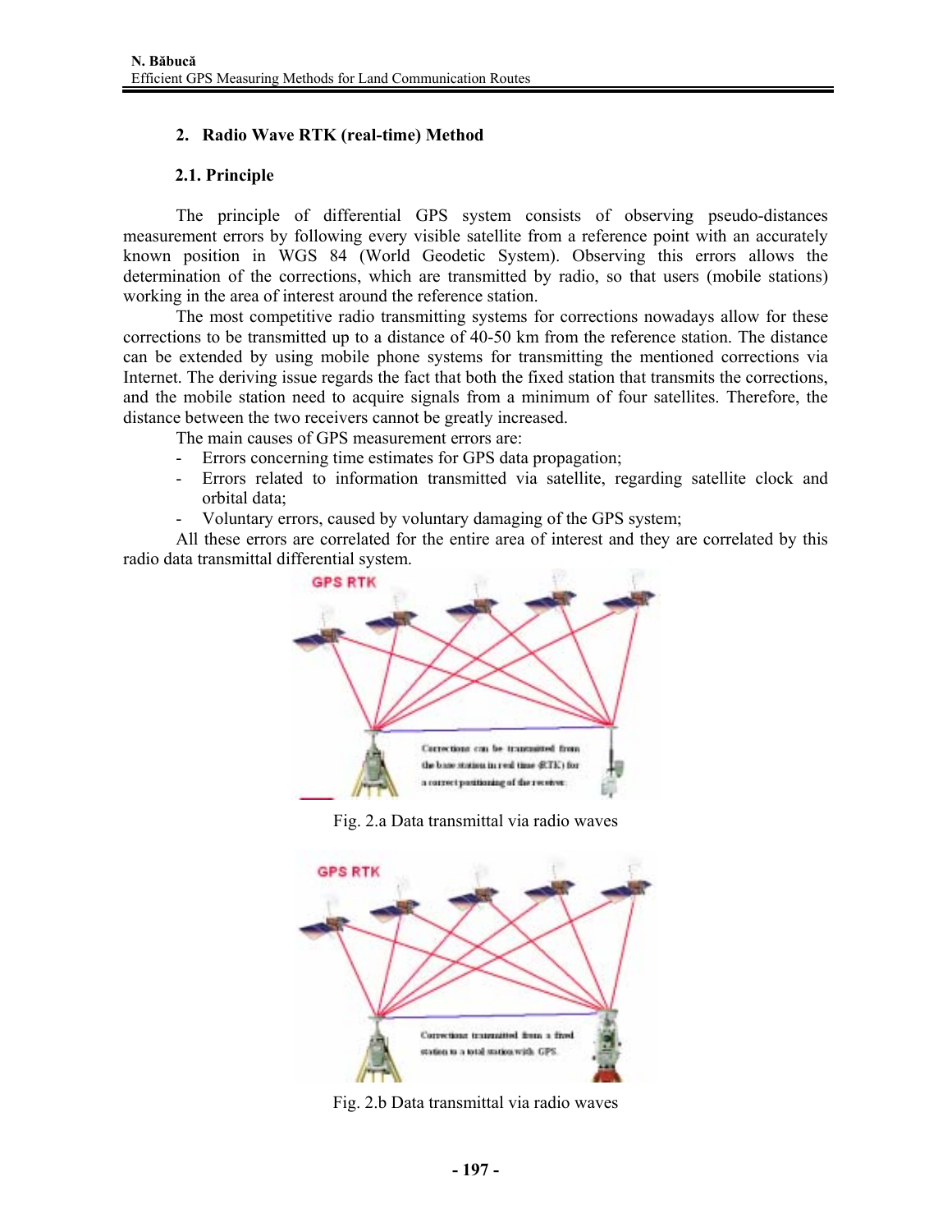## 2. Radio Wave RTK (real-time) Method

### 2.1. Principle

The principle of differential GPS system consists of observing pseudo-distances measurement errors by following every visible satellite from a reference point with an accurately known position in WGS 84 (World Geodetic System). Observing this errors allows the determination of the corrections, which are transmitted by radio, so that users (mobile stations) working in the area of interest around the reference station.

The most competitive radio transmitting systems for corrections nowadays allow for these corrections to be transmitted up to a distance of 40-50 km from the reference station. The distance can be extended by using mobile phone systems for transmitting the mentioned corrections via Internet. The deriving issue regards the fact that both the fixed station that transmits the corrections, and the mobile station need to acquire signals from a minimum of four satellites. Therefore, the distance between the two receivers cannot be greatly increased.

The main causes of GPS measurement errors are:

- Errors concerning time estimates for GPS data propagation;
- Errors related to information transmitted via satellite, regarding satellite clock and orbital data;
- Voluntary errors, caused by voluntary damaging of the GPS system;

All these errors are correlated for the entire area of interest and they are correlated by this radio data transmittal differential system.

Fig. 2.a Data transmittal via radio waves

Fig. 2.b Data transmittal via radio waves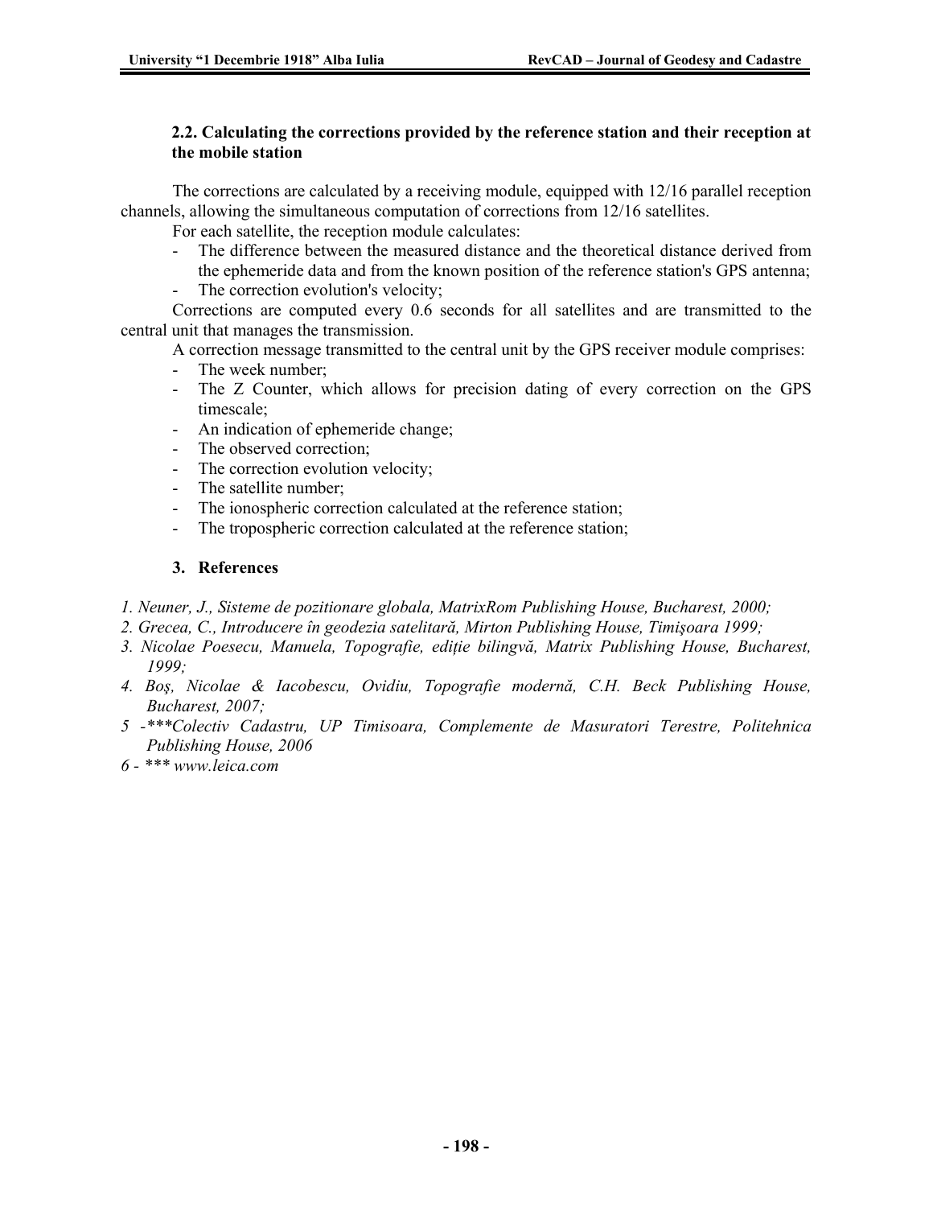### 2.2. Calculating the corrections provided by the reference station and their reception at the mobile station

The corrections are calculated by a receiving module, equipped with 12/16 parallel reception channels, allowing the simultaneous computation of corrections from 12/16 satellites.

For each satellite, the reception module calculates:

- The difference between the measured distance and the theoretical distance derived from the ephemeride data and from the known position of the reference station's GPS antenna;
- The correction evolution's velocity;

Corrections are computed every 0.6 seconds for all satellites and are transmitted to the central unit that manages the transmission.

A correction message transmitted to the central unit by the GPS receiver module comprises:

- The week number;
- The Z Counter, which allows for precision dating of every correction on the GPS timescale;
- An indication of ephemeride change;
- The observed correction;
- The correction evolution velocity;
- The satellite number;
- The ionospheric correction calculated at the reference station;
- The tropospheric correction calculated at the reference station;

## 3. References

*1. Neuner, J., Sisteme de pozitionare globala, MatrixRom Publishing House, Bucharest, 2000;*

*2. Grecea, C., Introducere în geodezia satelitară, Mirton Publishing House, Timişoara 1999;*

*3. Nicolae Poesecu, Manuela, Topografie, ediție bilingvă, Matrix Publishing House, Bucharest, 1999;*

*4. Boş, Nicolae & Iacobescu, Ovidiu, Topografie modernă, C.H. Beck Publishing House, Bucharest, 2007;*

*5 -***Colectiv Cadastru, UP Timisoara, Complemente de Masuratori Terestre, Politehnica Publishing House, 2006*

*6 - *** www.leica.com*